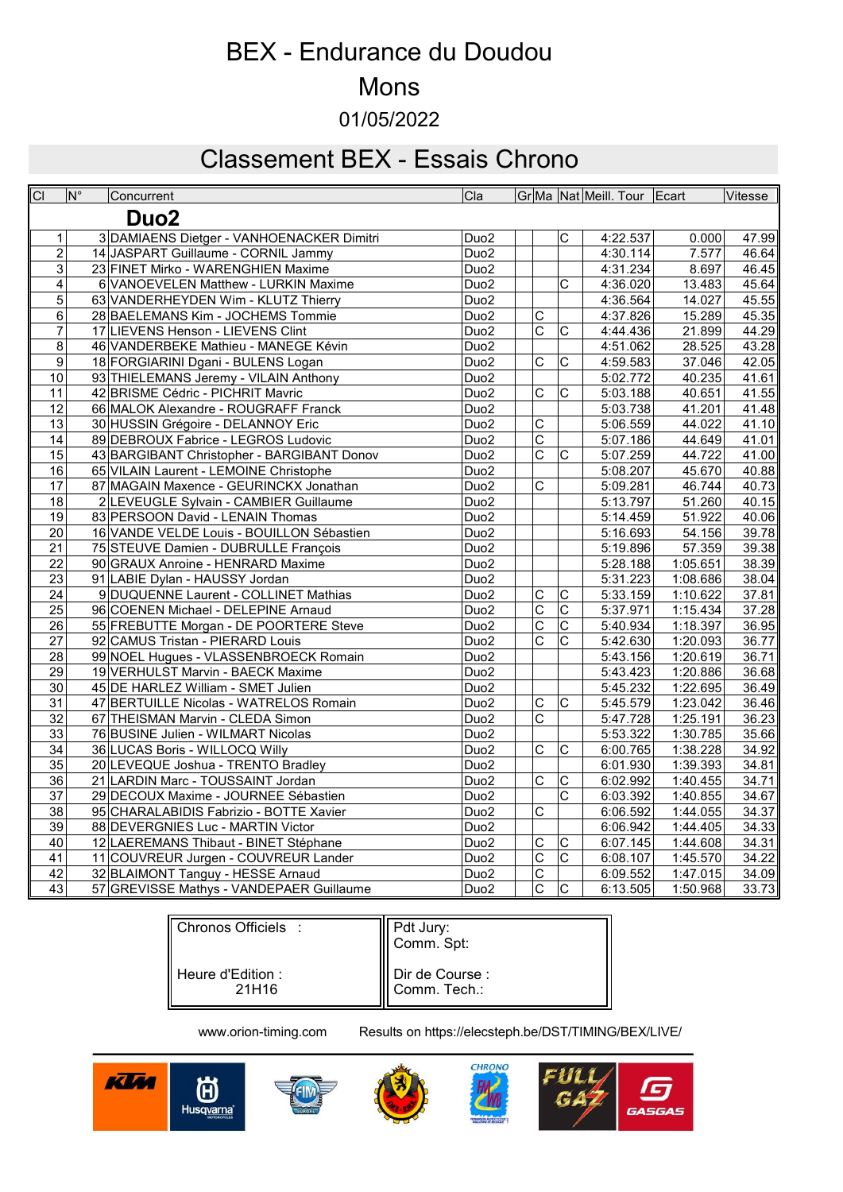# BEX - Endurance du Doudou

# Mons

01/05/2022

## Classement BEX - Essais Chrono

| Cl | N° | Concurrent | Cla | Gr | Ma | Nat | Meill. Tour | Ecart | Vitesse |
|---|---|---|---|---|---|---|---|---|---|
| | | **Duo2** | | | | | | | |
| 1 | 3 | DAMIAENS Dietger - VANHOENACKER Dimitri | Duo2 | | | C | 4:22.537 | 0.000 | 47.99 |
| 2 | 14 | JASPART Guillaume - CORNIL Jammy | Duo2 | | | | 4:30.114 | 7.577 | 46.64 |
| 3 | 23 | FINET Mirko - WARENGHIEN Maxime | Duo2 | | | | 4:31.234 | 8.697 | 46.45 |
| 4 | 6 | VANOEVELEN Matthew - LURKIN Maxime | Duo2 | | | C | 4:36.020 | 13.483 | 45.64 |
| 5 | 63 | VANDERHEYDEN Wim - KLUTZ Thierry | Duo2 | | | | 4:36.564 | 14.027 | 45.55 |
| 6 | 28 | BAELEMANS Kim - JOCHEMS Tommie | Duo2 | | C | | 4:37.826 | 15.289 | 45.35 |
| 7 | 17 | LIEVENS Henson - LIEVENS Clint | Duo2 | | C | C | 4:44.436 | 21.899 | 44.29 |
| 8 | 46 | VANDERBEKE Mathieu - MANEGE Kévin | Duo2 | | | | 4:51.062 | 28.525 | 43.28 |
| 9 | 18 | FORGIARINI Dgani - BULENS Logan | Duo2 | | C | C | 4:59.583 | 37.046 | 42.05 |
| 10 | 93 | THIELEMANS Jeremy - VILAIN Anthony | Duo2 | | | | 5:02.772 | 40.235 | 41.61 |
| 11 | 42 | BRISME Cédric - PICHRIT Mavric | Duo2 | | C | C | 5:03.188 | 40.651 | 41.55 |
| 12 | 66 | MALOK Alexandre - ROUGRAFF Franck | Duo2 | | | | 5:03.738 | 41.201 | 41.48 |
| 13 | 30 | HUSSIN Grégoire - DELANNOY Eric | Duo2 | | C | | 5:06.559 | 44.022 | 41.10 |
| 14 | 89 | DEBROUX Fabrice - LEGROS Ludovic | Duo2 | | C | | 5:07.186 | 44.649 | 41.01 |
| 15 | 43 | BARGIBANT Christopher - BARGIBANT Donov | Duo2 | | C | C | 5:07.259 | 44.722 | 41.00 |
| 16 | 65 | VILAIN Laurent - LEMOINE Christophe | Duo2 | | | | 5:08.207 | 45.670 | 40.88 |
| 17 | 87 | MAGAIN Maxence - GEURINCKX Jonathan | Duo2 | | C | | 5:09.281 | 46.744 | 40.73 |
| 18 | 2 | LEVEUGLE Sylvain - CAMBIER Guillaume | Duo2 | | | | 5:13.797 | 51.260 | 40.15 |
| 19 | 83 | PERSOON David - LENAIN Thomas | Duo2 | | | | 5:14.459 | 51.922 | 40.06 |
| 20 | 16 | VANDE VELDE Louis - BOUILLON Sébastien | Duo2 | | | | 5:16.693 | 54.156 | 39.78 |
| 21 | 75 | STEUVE Damien - DUBRULLE François | Duo2 | | | | 5:19.896 | 57.359 | 39.38 |
| 22 | 90 | GRAUX Anroine - HENRARD Maxime | Duo2 | | | | 5:28.188 | 1:05.651 | 38.39 |
| 23 | 91 | LABIE Dylan - HAUSSY Jordan | Duo2 | | | | 5:31.223 | 1:08.686 | 38.04 |
| 24 | 9 | DUQUENNE Laurent - COLLINET Mathias | Duo2 | | C | C | 5:33.159 | 1:10.622 | 37.81 |
| 25 | 96 | COENEN Michael - DELEPINE Arnaud | Duo2 | | C | C | 5:37.971 | 1:15.434 | 37.28 |
| 26 | 55 | FREBUTTE Morgan - DE POORTERE Steve | Duo2 | | C | C | 5:40.934 | 1:18.397 | 36.95 |
| 27 | 92 | CAMUS Tristan - PIERARD Louis | Duo2 | | C | C | 5:42.630 | 1:20.093 | 36.77 |
| 28 | 99 | NOEL Hugues - VLASSENBROECK Romain | Duo2 | | | | 5:43.156 | 1:20.619 | 36.71 |
| 29 | 19 | VERHULST Marvin - BAECK Maxime | Duo2 | | | | 5:43.423 | 1:20.886 | 36.68 |
| 30 | 45 | DE HARLEZ William - SMET Julien | Duo2 | | | | 5:45.232 | 1:22.695 | 36.49 |
| 31 | 47 | BERTUILLE Nicolas - WATRELOS Romain | Duo2 | | C | C | 5:45.579 | 1:23.042 | 36.46 |
| 32 | 67 | THEISMAN Marvin - CLEDA Simon | Duo2 | | C | | 5:47.728 | 1:25.191 | 36.23 |
| 33 | 76 | BUSINE Julien - WILMART Nicolas | Duo2 | | | | 5:53.322 | 1:30.785 | 35.66 |
| 34 | 36 | LUCAS Boris - WILLOCQ Willy | Duo2 | | C | C | 6:00.765 | 1:38.228 | 34.92 |
| 35 | 20 | LEVEQUE Joshua - TRENTO Bradley | Duo2 | | | | 6:01.930 | 1:39.393 | 34.81 |
| 36 | 21 | LARDIN Marc - TOUSSAINT Jordan | Duo2 | | C | C | 6:02.992 | 1:40.455 | 34.71 |
| 37 | 29 | DECOUX Maxime - JOURNEE Sébastien | Duo2 | | | C | 6:03.392 | 1:40.855 | 34.67 |
| 38 | 95 | CHARALABIDIS Fabrizio - BOTTE Xavier | Duo2 | | C | | 6:06.592 | 1:44.055 | 34.37 |
| 39 | 88 | DEVERGNIES Luc - MARTIN Victor | Duo2 | | | | 6:06.942 | 1:44.405 | 34.33 |
| 40 | 12 | LAEREMANS Thibaut - BINET Stéphane | Duo2 | | C | C | 6:07.145 | 1:44.608 | 34.31 |
| 41 | 11 | COUVREUR Jurgen - COUVREUR Lander | Duo2 | | C | C | 6:08.107 | 1:45.570 | 34.22 |
| 42 | 32 | BLAIMONT Tanguy - HESSE Arnaud | Duo2 | | C | | 6:09.552 | 1:47.015 | 34.09 |
| 43 | 57 | GREVISSE Mathys - VANDEPAER Guillaume | Duo2 | | C | C | 6:13.505 | 1:50.968 | 33.73 |

| Chronos Officiels : | Pdt Jury: |
|---|---|
| | Comm. Spt: |
| Heure d'Edition : 21H16 | Dir de Course : |
| | Comm. Tech.: |

www.orion-timing.com Results on https://elecsteph.be/DST/TIMING/BEX/LIVE/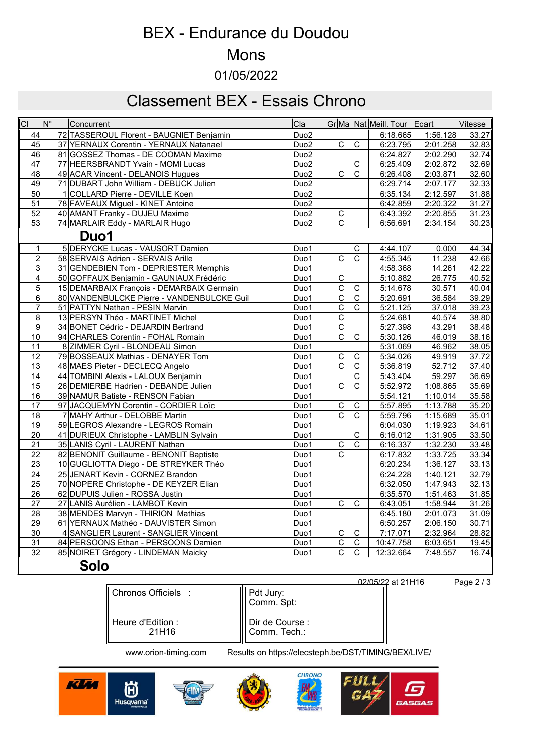# BEX - Endurance du Doudou

# Mons

01/05/2022

## Classement BEX - Essais Chrono

| Cl | N° | Concurrent | Cla | Gr | Ma | Nat | Meill. Tour | Ecart | Vitesse |
|---|---|---|---|---|---|---|---|---|---|
| 44 | 72 | TASSEROUL Florent - BAUGNIET Benjamin | Duo2 | | | | 6:18.665 | 1:56.128 | 33.27 |
| 45 | 37 | YERNAUX Corentin - YERNAUX Natanael | Duo2 | | C | C | 6:23.795 | 2:01.258 | 32.83 |
| 46 | 81 | GOSSEZ Thomas - DE COOMAN Maxime | Duo2 | | | | 6:24.827 | 2:02.290 | 32.74 |
| 47 | 77 | HEERSBRANDT Yvain - MOMI Lucas | Duo2 | | | C | 6:25.409 | 2:02.872 | 32.69 |
| 48 | 49 | ACAR Vincent - DELANOIS Hugues | Duo2 | | C | C | 6:26.408 | 2:03.871 | 32.60 |
| 49 | 71 | DUBART John William - DEBUCK Julien | Duo2 | | | | 6:29.714 | 2:07.177 | 32.33 |
| 50 | 1 | COLLARD Pierre - DEVILLE Koen | Duo2 | | | | 6:35.134 | 2:12.597 | 31.88 |
| 51 | 78 | FAVEAUX Miguel - KINET Antoine | Duo2 | | | | 6:42.859 | 2:20.322 | 31.27 |
| 52 | 40 | AMANT Franky - DUJEU Maxime | Duo2 | | C | | 6:43.392 | 2:20.855 | 31.23 |
| 53 | 74 | MARLAIR Eddy - MARLAIR Hugo | Duo2 | | C | | 6:56.691 | 2:34.154 | 30.23 |
| | | **Duo1** | | | | | | | |
| 1 | 5 | DERYCKE Lucas - VAUSORT Damien | Duo1 | | | C | 4:44.107 | 0.000 | 44.34 |
| 2 | 58 | SERVAIS Adrien - SERVAIS Arille | Duo1 | | C | C | 4:55.345 | 11.238 | 42.66 |
| 3 | 31 | GENDEBIEN Tom - DEPRIESTER Memphis | Duo1 | | | | 4:58.368 | 14.261 | 42.22 |
| 4 | 50 | GOFFAUX Benjamin - GAUNIAUX Frédéric | Duo1 | | C | | 5:10.882 | 26.775 | 40.52 |
| 5 | 15 | DEMARBAIX François - DEMARBAIX Germain | Duo1 | | C | C | 5:14.678 | 30.571 | 40.04 |
| 6 | 80 | VANDENBULCKE Pierre - VANDENBULCKE Guil | Duo1 | | C | C | 5:20.691 | 36.584 | 39.29 |
| 7 | 51 | PATTYN Nathan - PESIN Marvin | Duo1 | | C | C | 5:21.125 | 37.018 | 39.23 |
| 8 | 13 | PERSYN Théo - MARTINET Michel | Duo1 | | C | | 5:24.681 | 40.574 | 38.80 |
| 9 | 34 | BONET Cédric - DEJARDIN Bertrand | Duo1 | | C | | 5:27.398 | 43.291 | 38.48 |
| 10 | 94 | CHARLES Corentin - FOHAL Romain | Duo1 | | C | C | 5:30.126 | 46.019 | 38.16 |
| 11 | 8 | ZIMMER Cyril - BLONDEAU Simon | Duo1 | | | | 5:31.069 | 46.962 | 38.05 |
| 12 | 79 | BOSSEAUX Mathias - DENAYER Tom | Duo1 | | C | C | 5:34.026 | 49.919 | 37.72 |
| 13 | 48 | MAES Pieter - DECLECQ Angelo | Duo1 | | C | C | 5:36.819 | 52.712 | 37.40 |
| 14 | 44 | TOMBINI Alexis - LALOUX Benjamin | Duo1 | | | C | 5:43.404 | 59.297 | 36.69 |
| 15 | 26 | DEMIERBE Hadrien - DEBANDE Julien | Duo1 | | C | C | 5:52.972 | 1:08.865 | 35.69 |
| 16 | 39 | NAMUR Batiste - RENSON Fabian | Duo1 | | | | 5:54.121 | 1:10.014 | 35.58 |
| 17 | 97 | JACQUEMYN Corentin - CORDIER Loïc | Duo1 | | C | C | 5:57.895 | 1:13.788 | 35.20 |
| 18 | 7 | MAHY Arthur - DELOBBE Martin | Duo1 | | C | C | 5:59.796 | 1:15.689 | 35.01 |
| 19 | 59 | LEGROS Alexandre - LEGROS Romain | Duo1 | | | | 6:04.030 | 1:19.923 | 34.61 |
| 20 | 41 | DURIEUX Christophe - LAMBLIN Sylvain | Duo1 | | | C | 6:16.012 | 1:31.905 | 33.50 |
| 21 | 35 | LANIS Cyril - LAURENT Nathan | Duo1 | | C | C | 6:16.337 | 1:32.230 | 33.48 |
| 22 | 82 | BENONIT Guillaume - BENONIT Baptiste | Duo1 | | C | | 6:17.832 | 1:33.725 | 33.34 |
| 23 | 10 | GUGLIOTTA Diego - DE STREYKER Théo | Duo1 | | | | 6:20.234 | 1:36.127 | 33.13 |
| 24 | 25 | JENART Kevin - CORNEZ Brandon | Duo1 | | | | 6:24.228 | 1:40.121 | 32.79 |
| 25 | 70 | NOPERE Christophe - DE KEYZER Elian | Duo1 | | | | 6:32.050 | 1:47.943 | 32.13 |
| 26 | 62 | DUPUIS Julien - ROSSA Justin | Duo1 | | | | 6:35.570 | 1:51.463 | 31.85 |
| 27 | 27 | LANIS Aurélien - LAMBOT Kevin | Duo1 | | C | C | 6:43.051 | 1:58.944 | 31.26 |
| 28 | 38 | MENDES Marvyn - THIRION Mathias | Duo1 | | | | 6:45.180 | 2:01.073 | 31.09 |
| 29 | 61 | YERNAUX Mathéo - DAUVISTER Simon | Duo1 | | | | 6:50.257 | 2:06.150 | 30.71 |
| 30 | 4 | SANGLIER Laurent - SANGLIER Vincent | Duo1 | | C | C | 7:17.071 | 2:32.964 | 28.82 |
| 31 | 84 | PERSOONS Ethan - PERSOONS Damien | Duo1 | | C | C | 10:47.758 | 6:03.651 | 19.45 |
| 32 | 85 | NOIRET Grégory - LINDEMAN Maicky | Duo1 | | C | C | 12:32.664 | 7:48.557 | 16.74 |
| | | **Solo** | | | | | | | |

02/05/22 at 21H16

| Chronos Officiels : | Pdt Jury: Comm. Spt: |
|---|---|
| Heure d'Edition : 21H16 | Dir de Course : Comm. Tech.: |

www.orion-timing.com Results on https://elecsteph.be/DST/TIMING/BEX/LIVE/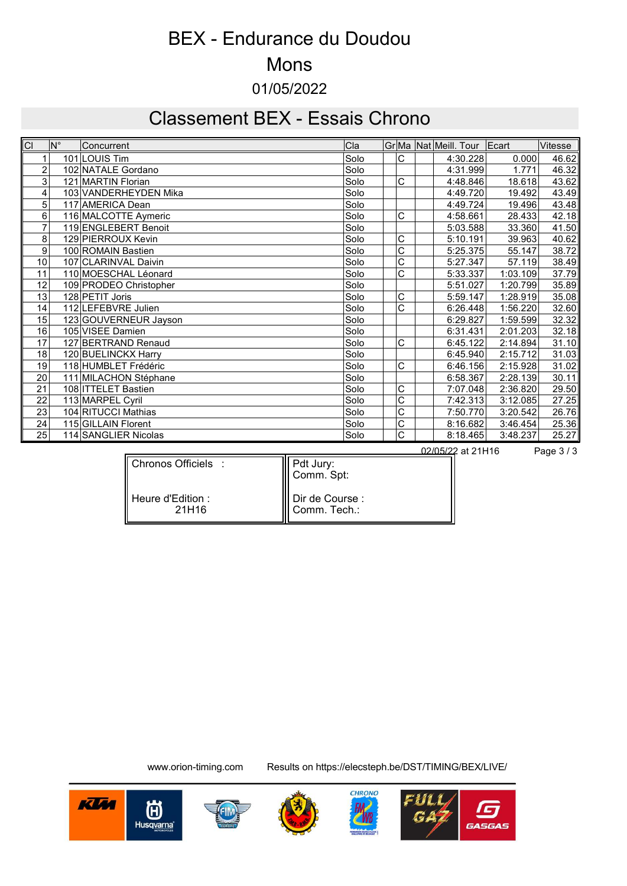# BEX - Endurance du Doudou

# Mons

01/05/2022

## Classement BEX - Essais Chrono

| Cl | N° | Concurrent | Cla | Gr | Ma | Nat | Meill. Tour | Ecart | Vitesse |
|---|---|---|---|---|---|---|---|---|---|
| 1 | 101 | LOUIS Tim | Solo | | C | | 4:30.228 | 0.000 | 46.62 |
| 2 | 102 | NATALE Gordano | Solo | | | | 4:31.999 | 1.771 | 46.32 |
| 3 | 121 | MARTIN Florian | Solo | | C | | 4:48.846 | 18.618 | 43.62 |
| 4 | 103 | VANDERHEYDEN Mika | Solo | | | | 4:49.720 | 19.492 | 43.49 |
| 5 | 117 | AMERICA Dean | Solo | | | | 4:49.724 | 19.496 | 43.48 |
| 6 | 116 | MALCOTTE Aymeric | Solo | | C | | 4:58.661 | 28.433 | 42.18 |
| 7 | 119 | ENGLEBERT Benoit | Solo | | | | 5:03.588 | 33.360 | 41.50 |
| 8 | 129 | PIERROUX Kevin | Solo | | C | | 5:10.191 | 39.963 | 40.62 |
| 9 | 100 | ROMAIN Bastien | Solo | | C | | 5:25.375 | 55.147 | 38.72 |
| 10 | 107 | CLARINVAL Daivin | Solo | | C | | 5:27.347 | 57.119 | 38.49 |
| 11 | 110 | MOESCHAL Léonard | Solo | | C | | 5:33.337 | 1:03.109 | 37.79 |
| 12 | 109 | PRODEO Christopher | Solo | | | | 5:51.027 | 1:20.799 | 35.89 |
| 13 | 128 | PETIT Joris | Solo | | C | | 5:59.147 | 1:28.919 | 35.08 |
| 14 | 112 | LEFEBVRE Julien | Solo | | C | | 6:26.448 | 1:56.220 | 32.60 |
| 15 | 123 | GOUVERNEUR Jayson | Solo | | | | 6:29.827 | 1:59.599 | 32.32 |
| 16 | 105 | VISEE Damien | Solo | | | | 6:31.431 | 2:01.203 | 32.18 |
| 17 | 127 | BERTRAND Renaud | Solo | | C | | 6:45.122 | 2:14.894 | 31.10 |
| 18 | 120 | BUELINCKX Harry | Solo | | | | 6:45.940 | 2:15.712 | 31.03 |
| 19 | 118 | HUMBLET Frédéric | Solo | | C | | 6:46.156 | 2:15.928 | 31.02 |
| 20 | 111 | MILACHON Stéphane | Solo | | | | 6:58.367 | 2:28.139 | 30.11 |
| 21 | 108 | ITTELET Bastien | Solo | | C | | 7:07.048 | 2:36.820 | 29.50 |
| 22 | 113 | MARPEL Cyril | Solo | | C | | 7:42.313 | 3:12.085 | 27.25 |
| 23 | 104 | RITUCCI Mathias | Solo | | C | | 7:50.770 | 3:20.542 | 26.76 |
| 24 | 115 | GILLAIN Florent | Solo | | C | | 8:16.682 | 3:46.454 | 25.36 |
| 25 | 114 | SANGLIER Nicolas | Solo | | C | | 8:18.465 | 3:48.237 | 25.27 |

02/05/22 at 21H16

| | |
|---|---|
| Chronos Officiels : | Pdt Jury:<br>Comm. Spt: |
| Heure d'Edition :<br>21H16 | Dir de Course :<br>Comm. Tech.: |

www.orion-timing.com Results on https://elecsteph.be/DST/TIMING/BEX/LIVE/